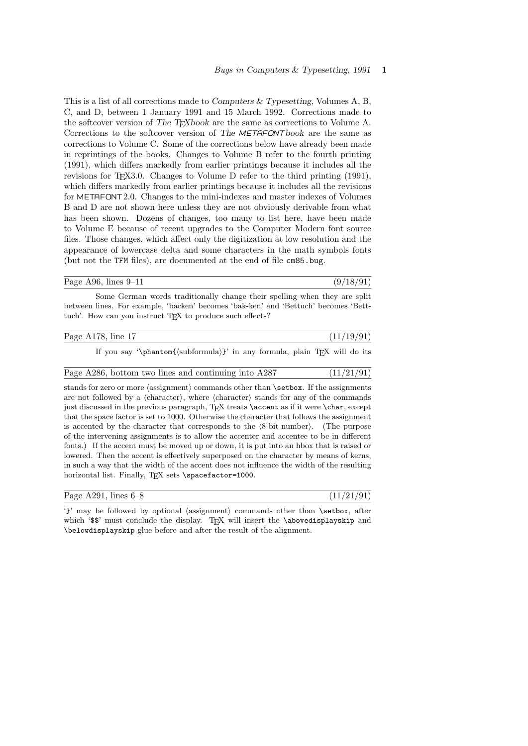This is a list of all corrections made to *Computers & Typesetting*, Volumes A, B, C, and D, between 1 January 1991 and 15 March 1992. Corrections made to the softcover version of *The TEXbook* are the same as corrections to Volume A. Corrections to the softcover version of *The METAFONTbook* are the same as corrections to Volume C. Some of the corrections below have already been made in reprintings of the books. Changes to Volume B refer to the fourth printing (1991), which differs markedly from earlier printings because it includes all the revisions for TEX3.0. Changes to Volume D refer to the third printing (1991), which differs markedly from earlier printings because it includes all the revisions for METAFONT 2.0. Changes to the mini-indexes and master indexes of Volumes B and D are not shown here unless they are not obviously derivable from what has been shown. Dozens of changes, too many to list here, have been made to Volume E because of recent upgrades to the Computer Modern font source files. Those changes, which affect only the digitization at low resolution and the appearance of lowercase delta and some characters in the math symbols fonts (but not the `TFM` files), are documented at the end of file `cm85.bug`.

---

Page A96, lines 9–11 (9/18/91)

Some German words traditionally change their spelling when they are split between lines. For example, 'backen' becomes 'bak-ken' and 'Bettuch' becomes 'Bett-tuch'. How can you instruct TEX to produce such effects?

---

Page A178, line 17 (11/19/91)

If you say '`\phantom{`⟨subformula⟩`}`' in any formula, plain TEX will do its

---

Page A286, bottom two lines and continuing into A287 (11/21/91)

stands for zero or more ⟨assignment⟩ commands other than `\setbox`. If the assignments are not followed by a ⟨character⟩, where ⟨character⟩ stands for any of the commands just discussed in the previous paragraph, TEX treats `\accent` as if it were `\char`, except that the space factor is set to 1000. Otherwise the character that follows the assignment is accented by the character that corresponds to the ⟨8-bit number⟩. (The purpose of the intervening assignments is to allow the accenter and accentee to be in different fonts.) If the accent must be moved up or down, it is put into an hbox that is raised or lowered. Then the accent is effectively superposed on the character by means of kerns, in such a way that the width of the accent does not influence the width of the resulting horizontal list. Finally, TEX sets `\spacefactor=1000`.

---

Page A291, lines 6–8 (11/21/91)

'`}`' may be followed by optional ⟨assignment⟩ commands other than `\setbox`, after which '`$$`' must conclude the display. TEX will insert the `\abovedisplayskip` and `\belowdisplayskip` glue before and after the result of the alignment.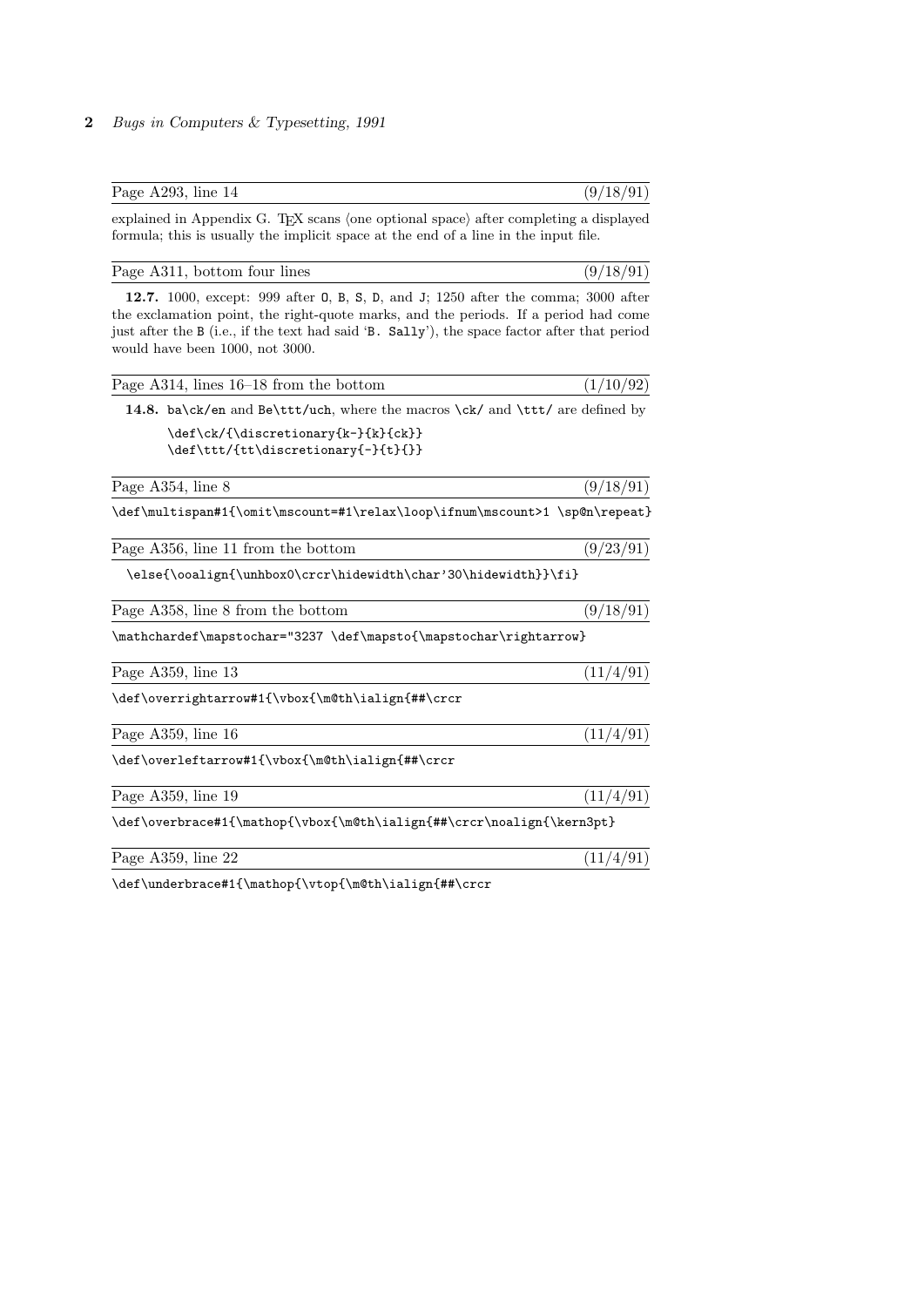Page A293, line 14 (9/18/91)

explained in Appendix G. TEX scans ⟨one optional space⟩ after completing a displayed formula; this is usually the implicit space at the end of a line in the input file.

Page A311, bottom four lines (9/18/91)

**12.7.** 1000, except: 999 after `O`, `B`, `S`, `D`, and `J`; 1250 after the comma; 3000 after the exclamation point, the right-quote marks, and the periods. If a period had come just after the `B` (i.e., if the text had said '`B. Sally`'), the space factor after that period would have been 1000, not 3000.

Page A314, lines 16–18 from the bottom (1/10/92)

**14.8.** `ba\ck/en` and `Be\ttt/uch`, where the macros `\ck/` and `\ttt/` are defined by

```
\def\ck/{\discretionary{k-}{k}{ck}}
\def\ttt/{tt\discretionary{-}{t}{}}
```

Page A354, line 8 (9/18/91)

```
\def\multispan#1{\omit\mscount=#1\relax\loop\ifnum\mscount>1 \sp@n\repeat}
```

Page A356, line 11 from the bottom (9/23/91)

```
\else{\ooalign{\unhbox0\crcr\hidewidth\char'30\hidewidth}}\fi}
```

Page A358, line 8 from the bottom (9/18/91)

```
\mathchardef\mapstochar="3237 \def\mapsto{\mapstochar\rightarrow}
```

Page A359, line 13 (11/4/91)

```
\def\overrightarrow#1{\vbox{\m@th\ialign{##\crcr
```

Page A359, line 16 (11/4/91)

```
\def\overleftarrow#1{\vbox{\m@th\ialign{##\crcr
```

Page A359, line 19 (11/4/91)

```
\def\overbrace#1{\mathop{\vbox{\m@th\ialign{##\crcr\noalign{\kern3pt}
```

Page A359, line 22 (11/4/91)

```
\def\underbrace#1{\mathop{\vtop{\m@th\ialign{##\crcr
```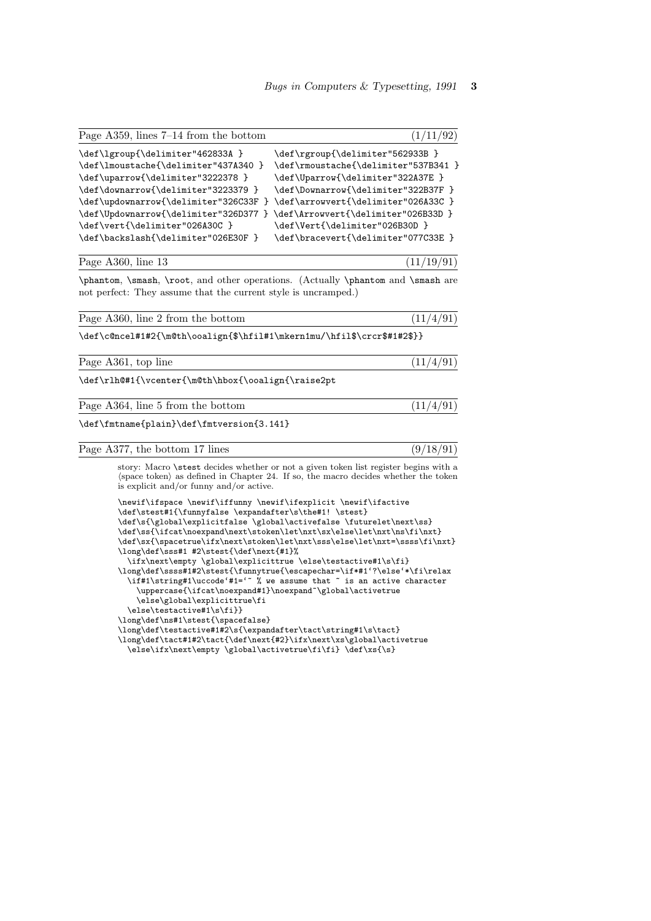Page A359, lines 7–14 from the bottom (1/11/92)

```
\def\lgroup{\delimiter"462833A }        \def\rgroup{\delimiter"562933B }
\def\lmoustache{\delimiter"437A340 }    \def\rmoustache{\delimiter"537B341 }
\def\uparrow{\delimiter"3222378 }       \def\Uparrow{\delimiter"322A37E }
\def\downarrow{\delimiter"3223379 }     \def\Downarrow{\delimiter"322B37F }
\def\updownarrow{\delimiter"326C33F }   \def\arrowvert{\delimiter"026A33C }
\def\Updownarrow{\delimiter"326D377 }   \def\Arrowvert{\delimiter"026B33D }
\def\vert{\delimiter"026A30C }          \def\Vert{\delimiter"026B30D }
\def\backslash{\delimiter"026E30F }     \def\bracevert{\delimiter"077C33E }
```

Page A360, line 13 (11/19/91)

`\phantom`, `\smash`, `\root`, and other operations. (Actually `\phantom` and `\smash` are not perfect: They assume that the current style is uncramped.)

Page A360, line 2 from the bottom (11/4/91)

```
\def\c@ncel#1#2{\m@th\ooalign{$\hfil#1\mkern1mu/\hfil$\crcr$#1#2$}}
```

Page A361, top line (11/4/91)

```
\def\rlh@#1{\vcenter{\m@th\hbox{\ooalign{\raise2pt
```

Page A364, line 5 from the bottom (11/4/91)

```
\def\fmtname{plain}\def\fmtversion{3.141}
```

Page A377, the bottom 17 lines (9/18/91)

story: Macro `\stest` decides whether or not a given token list register begins with a ⟨space token⟩ as defined in Chapter 24. If so, the macro decides whether the token is explicit and/or funny and/or active.

```
\newif\ifspace \newif\iffunny \newif\ifexplicit \newif\ifactive
\def\stest#1{\funnyfalse \expandafter\s\the#1! \stest}
\def\s{\global\explicitfalse \global\activefalse \futurelet\next\ss}
\def\ss{\ifcat\noexpand\next\stoken\let\nxt\sx\else\let\nxt\ns\fi\nxt}
\def\sx{\spacetrue\ifx\next\stoken\let\nxt\sss\else\let\nxt=\ssss\fi\nxt}
\long\def\sss#1 #2\stest{\def\next{#1}%
  \ifx\next\empty \global\explicittrue \else\testactive#1\s\fi}
\long\def\ssss#1#2\stest{\funnytrue{\escapechar=\if*#1`?\else`*\fi\relax
  \if#1\string#1\uccode`#1=`~ % we assume that ~ is an active character
    \uppercase{\ifcat\noexpand#1}\noexpand~\global\activetrue
    \else\global\explicittrue\fi
  \else\testactive#1\s\fi}}
\long\def\ns#1\stest{\spacefalse}
\long\def\testactive#1#2\s{\expandafter\tact\string#1\s\tact}
\long\def\tact#1#2\tact{\def\next{#2}\ifx\next\xs\global\activetrue
  \else\ifx\next\empty \global\activetrue\fi\fi} \def\xs{\s}
```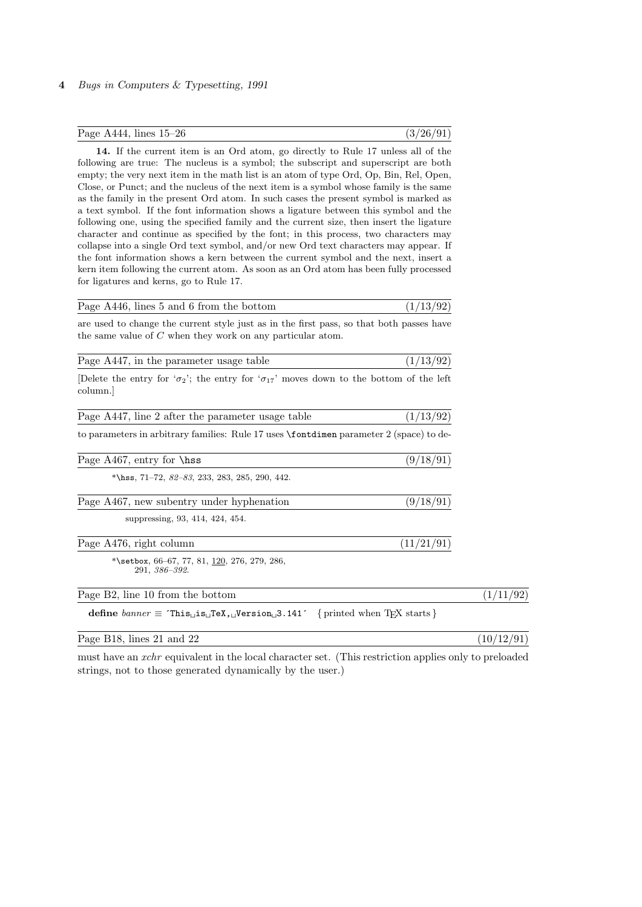Page A444, lines 15–26 (3/26/91)

**14.** If the current item is an Ord atom, go directly to Rule 17 unless all of the following are true: The nucleus is a symbol; the subscript and superscript are both empty; the very next item in the math list is an atom of type Ord, Op, Bin, Rel, Open, Close, or Punct; and the nucleus of the next item is a symbol whose family is the same as the family in the present Ord atom. In such cases the present symbol is marked as a text symbol. If the font information shows a ligature between this symbol and the following one, using the specified family and the current size, then insert the ligature character and continue as specified by the font; in this process, two characters may collapse into a single Ord text symbol, and/or new Ord text characters may appear. If the font information shows a kern between the current symbol and the next, insert a kern item following the current atom. As soon as an Ord atom has been fully processed for ligatures and kerns, go to Rule 17.

Page A446, lines 5 and 6 from the bottom (1/13/92)

are used to change the current style just as in the first pass, so that both passes have the same value of $C$ when they work on any particular atom.

Page A447, in the parameter usage table (1/13/92)

[Delete the entry for '$\sigma_2$'; the entry for '$\sigma_{17}$' moves down to the bottom of the left column.]

Page A447, line 2 after the parameter usage table (1/13/92)

to parameters in arbitrary families: Rule 17 uses `\fontdimen` parameter 2 (space) to de-

Page A467, entry for `\hss` (9/18/91)

*`\hss`, 71–72, *82–83*, 233, 283, 285, 290, 442.

Page A467, new subentry under hyphenation (9/18/91)

suppressing, 93, 414, 424, 454.

Page A476, right column (11/21/91)

*`\setbox`, 66–67, 77, 81, <u>120</u>, 276, 279, 286, 291, *386–392*.

Page B2, line 10 from the bottom (1/11/92)

**define** *banner* ≡ ´This␣is␣TeX,␣Version␣3.141´ { printed when TeX starts }

Page B18, lines 21 and 22 (10/12/91)

must have an *xchr* equivalent in the local character set. (This restriction applies only to preloaded strings, not to those generated dynamically by the user.)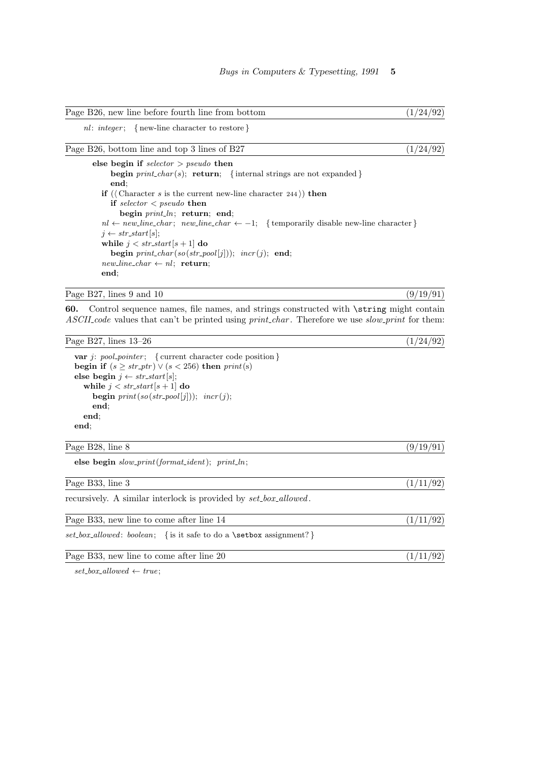Page B26, new line before fourth line from bottom (1/24/92)

```
nl: integer;   { new-line character to restore }
```

Page B26, bottom line and top 3 lines of B27 (1/24/92)

```
    else begin if selector > pseudo then
          begin print_char(s); return;  { internal strings are not expanded }
          end;
      if (⟨ Character s is the current new-line character 244 ⟩) then
        if selector < pseudo then
          begin print_ln; return; end;
      nl ← new_line_char; new_line_char ← −1;  { temporarily disable new-line character }
      j ← str_start[s];
      while j < str_start[s + 1] do
        begin print_char(so(str_pool[j])); incr(j); end;
      new_line_char ← nl; return;
      end;
```

Page B27, lines 9 and 10 (9/19/91)

**60.** Control sequence names, file names, and strings constructed with `\string` might contain *ASCII_code* values that can't be printed using *print_char*. Therefore we use *slow_print* for them:

Page B27, lines 13–26 (1/24/92)

```
var j: pool_pointer;  { current character code position }
begin if (s ≥ str_ptr) ∨ (s < 256) then print(s)
else begin j ← str_start[s];
  while j < str_start[s + 1] do
    begin print(so(str_pool[j])); incr(j);
    end;
  end;
end;
```

Page B28, line 8 (9/19/91)

```
else begin slow_print(format_ident); print_ln;
```

Page B33, line 3 (1/11/92)

recursively. A similar interlock is provided by *set_box_allowed*.

Page B33, new line to come after line 14 (1/11/92)

```
set_box_allowed: boolean;  { is it safe to do a \setbox assignment? }
```

Page B33, new line to come after line 20 (1/11/92)

```
set_box_allowed ← true;
```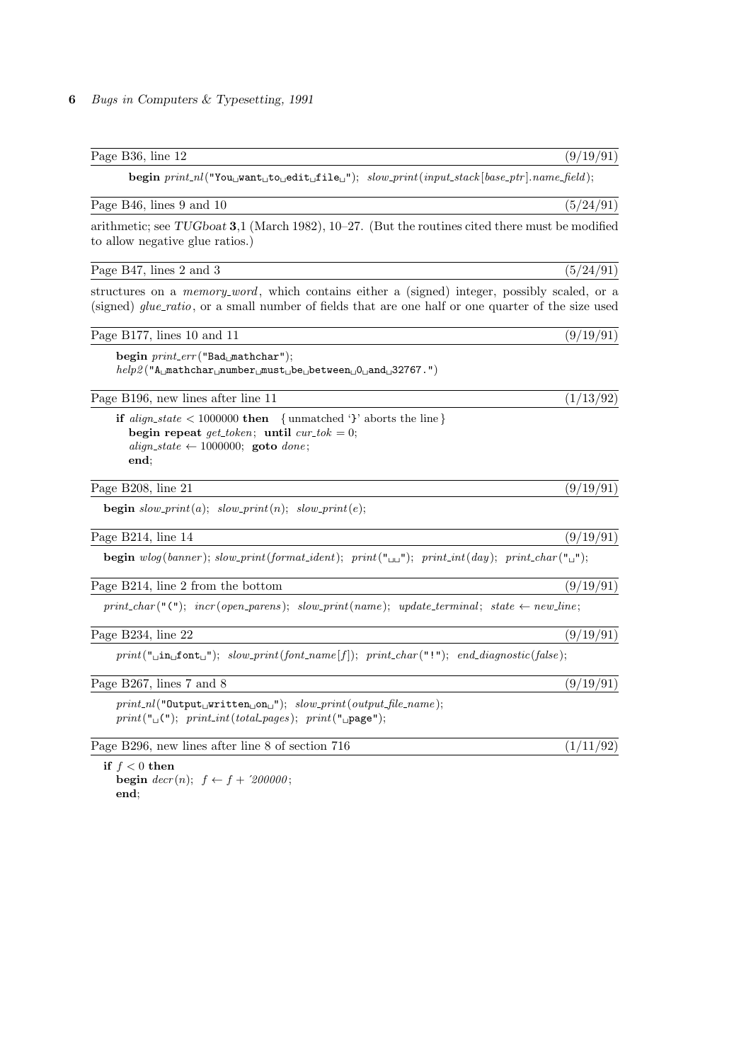Page B36, line 12 (9/19/91)

```
begin print_nl("You␣want␣to␣edit␣file␣"); slow_print(input_stack[base_ptr].name_field);
```

Page B46, lines 9 and 10 (5/24/91)

arithmetic; see *TUGboat* **3**,1 (March 1982), 10–27. (But the routines cited there must be modified to allow negative glue ratios.)

Page B47, lines 2 and 3 (5/24/91)

structures on a *memory_word*, which contains either a (signed) integer, possibly scaled, or a (signed) *glue_ratio*, or a small number of fields that are one half or one quarter of the size used

Page B177, lines 10 and 11 (9/19/91)

```
begin print_err("Bad␣mathchar");
help2("A␣mathchar␣number␣must␣be␣between␣0␣and␣32767.")
```

Page B196, new lines after line 11 (1/13/92)

```
if align_state < 1000000 then   {unmatched `}' aborts the line}
  begin repeat get_token; until cur_tok = 0;
  align_state ← 1000000; goto done;
  end;
```

Page B208, line 21 (9/19/91)

```
begin slow_print(a); slow_print(n); slow_print(e);
```

Page B214, line 14 (9/19/91)

```
begin wlog(banner); slow_print(format_ident); print("␣␣"); print_int(day); print_char("␣");
```

Page B214, line 2 from the bottom (9/19/91)

```
print_char("("); incr(open_parens); slow_print(name); update_terminal; state ← new_line;
```

Page B234, line 22 (9/19/91)

```
print("␣in␣font␣"); slow_print(font_name[f]); print_char("!"); end_diagnostic(false);
```

Page B267, lines 7 and 8 (9/19/91)

```
print_nl("Output␣written␣on␣"); slow_print(output_file_name);
print("␣("); print_int(total_pages); print("␣page");
```

Page B296, new lines after line 8 of section 716 (1/11/92)

```
if f < 0 then
  begin decr(n); f ← f + '200000;
  end;
```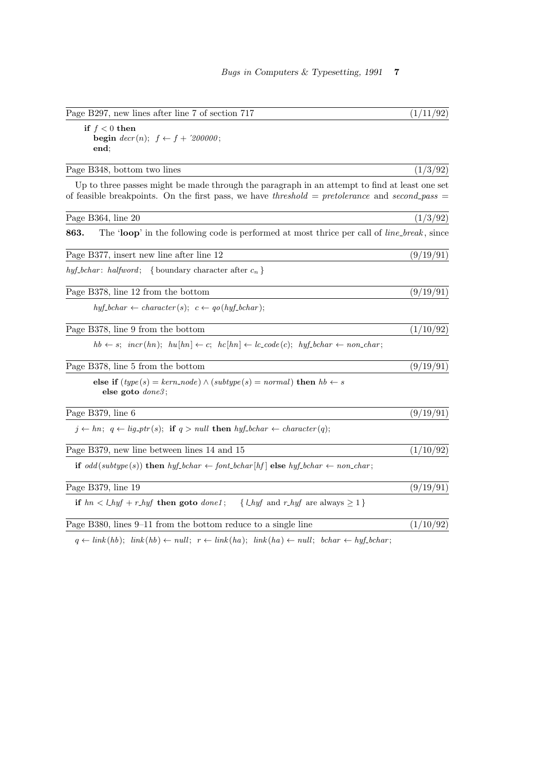Page B297, new lines after line 7 of section 717 (1/11/92)

**if** $f < 0$ **then**
**begin** *decr*(*n*); $f \leftarrow f +$ ′*200000*;
**end**;

Page B348, bottom two lines (1/3/92)

Up to three passes might be made through the paragraph in an attempt to find at least one set of feasible breakpoints. On the first pass, we have *threshold* = *pretolerance* and *second_pass* =

Page B364, line 20 (1/3/92)

**863.** The '**loop**' in the following code is performed at most thrice per call of *line_break*, since

Page B377, insert new line after line 12 (9/19/91)

*hyf_bchar*: *halfword*; { boundary character after $c_n$ }

Page B378, line 12 from the bottom (9/19/91)

*hyf_bchar* ← *character*(*s*); *c* ← *qo*(*hyf_bchar*);

Page B378, line 9 from the bottom (1/10/92)

*hb* ← *s*; *incr*(*hn*); *hu*[*hn*] ← *c*; *hc*[*hn*] ← *lc_code*(*c*); *hyf_bchar* ← *non_char*;

Page B378, line 5 from the bottom (9/19/91)

**else if** (*type*(*s*) = *kern_node*) ∧ (*subtype*(*s*) = *normal*) **then** *hb* ← *s*
**else goto** *done3*;

Page B379, line 6 (9/19/91)

*j* ← *hn*; *q* ← *lig_ptr*(*s*); **if** *q* > *null* **then** *hyf_bchar* ← *character*(*q*);

Page B379, new line between lines 14 and 15 (1/10/92)

**if** *odd*(*subtype*(*s*)) **then** *hyf_bchar* ← *font_bchar*[*hf*] **else** *hyf_bchar* ← *non_char*;

Page B379, line 19 (9/19/91)

**if** *hn* < *l_hyf* + *r_hyf* **then goto** *done1*; { *l_hyf* and *r_hyf* are always ≥ 1 }

Page B380, lines 9–11 from the bottom reduce to a single line (1/10/92)

*q* ← *link*(*hb*); *link*(*hb*) ← *null*; *r* ← *link*(*ha*); *link*(*ha*) ← *null*; *bchar* ← *hyf_bchar*;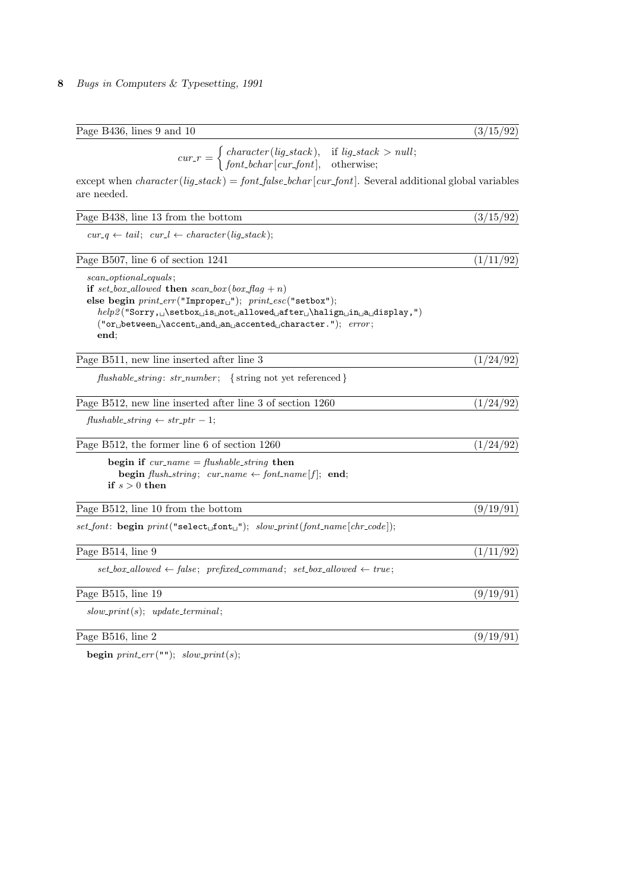Page B436, lines 9 and 10 (3/15/92)

$$cur\_r = \begin{cases} character(lig\_stack), & \text{if } lig\_stack > null; \\ font\_bchar[cur\_font], & \text{otherwise;} \end{cases}$$

except when $character(lig\_stack) = font\_false\_bchar[cur\_font]$. Several additional global variables are needed.

Page B438, line 13 from the bottom (3/15/92)

$cur\_q \leftarrow tail$; $cur\_l \leftarrow character(lig\_stack)$;

Page B507, line 6 of section 1241 (1/11/92)

```
scan_optional_equals;
if set_box_allowed then scan_box(box_flag + n)
else begin print_err("Improper␣"); print_esc("setbox");
  help2("Sorry,␣\setbox␣is␣not␣allowed␣after␣\halign␣in␣a␣display,")
  ("or␣between␣\accent␣and␣an␣accented␣character."); error;
  end;
```

Page B511, new line inserted after line 3 (1/24/92)

*flushable_string*: *str_number*; { string not yet referenced }

Page B512, new line inserted after line 3 of section 1260 (1/24/92)

$flushable\_string \leftarrow str\_ptr - 1$;

Page B512, the former line 6 of section 1260 (1/24/92)

```
begin if cur_name = flushable_string then
  begin flush_string; cur_name ← font_name[f]; end;
if s > 0 then
```

Page B512, line 10 from the bottom (9/19/91)

*set_font*: **begin** *print*("select␣font␣"); *slow_print*(*font_name*[*chr_code*]);

Page B514, line 9 (1/11/92)

$set\_box\_allowed \leftarrow false$; *prefixed_command*; $set\_box\_allowed \leftarrow true$;

Page B515, line 19 (9/19/91)

*slow_print*(*s*); *update_terminal*;

Page B516, line 2 (9/19/91)

**begin** *print_err*(""); *slow_print*(*s*);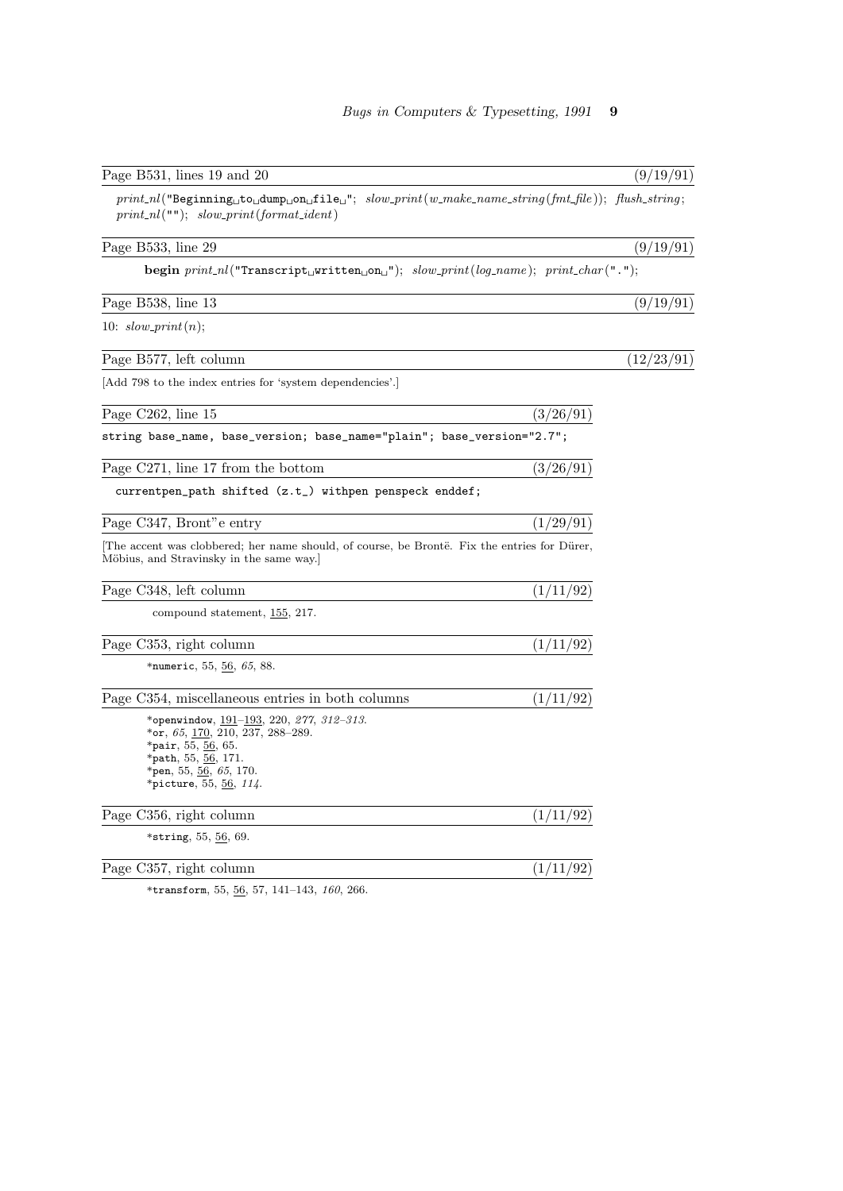Page B531, lines 19 and 20 (9/19/91)

*print_nl*("Beginning␣to␣dump␣on␣file␣"); *slow_print*(*w_make_name_string*(*fmt_file*)); *flush_string*; *print_nl*(""); *slow_print*(*format_ident*)

Page B533, line 29 (9/19/91)

**begin** *print_nl*("Transcript␣written␣on␣"); *slow_print*(*log_name*); *print_char*(".");

Page B538, line 13 (9/19/91)

10: *slow_print*(*n*);

Page B577, left column (12/23/91)

[Add 798 to the index entries for 'system dependencies'.]

Page C262, line 15 (3/26/91)

```
string base_name, base_version; base_name="plain"; base_version="2.7";
```

Page C271, line 17 from the bottom (3/26/91)

```
currentpen_path shifted (z.t_) withpen penspeck enddef;
```

Page C347, Bront"e entry (1/29/91)

[The accent was clobbered; her name should, of course, be Brontë. Fix the entries for Dürer, Möbius, and Stravinsky in the same way.]

Page C348, left column (1/11/92)

compound statement, 155, 217.

Page C353, right column (1/11/92)

*numeric, 55, 56, *65*, 88.

Page C354, miscellaneous entries in both columns (1/11/92)

*openwindow, 191–193, 220, *277*, *312–313*.
*or, *65*, 170, 210, 237, 288–289.
*pair, 55, 56, 65.
*path, 55, 56, 171.
*pen, 55, 56, *65*, 170.
*picture, 55, 56, *114*.

Page C356, right column (1/11/92)

*string, 55, 56, 69.

Page C357, right column (1/11/92)

*transform, 55, 56, 57, 141–143, *160*, 266.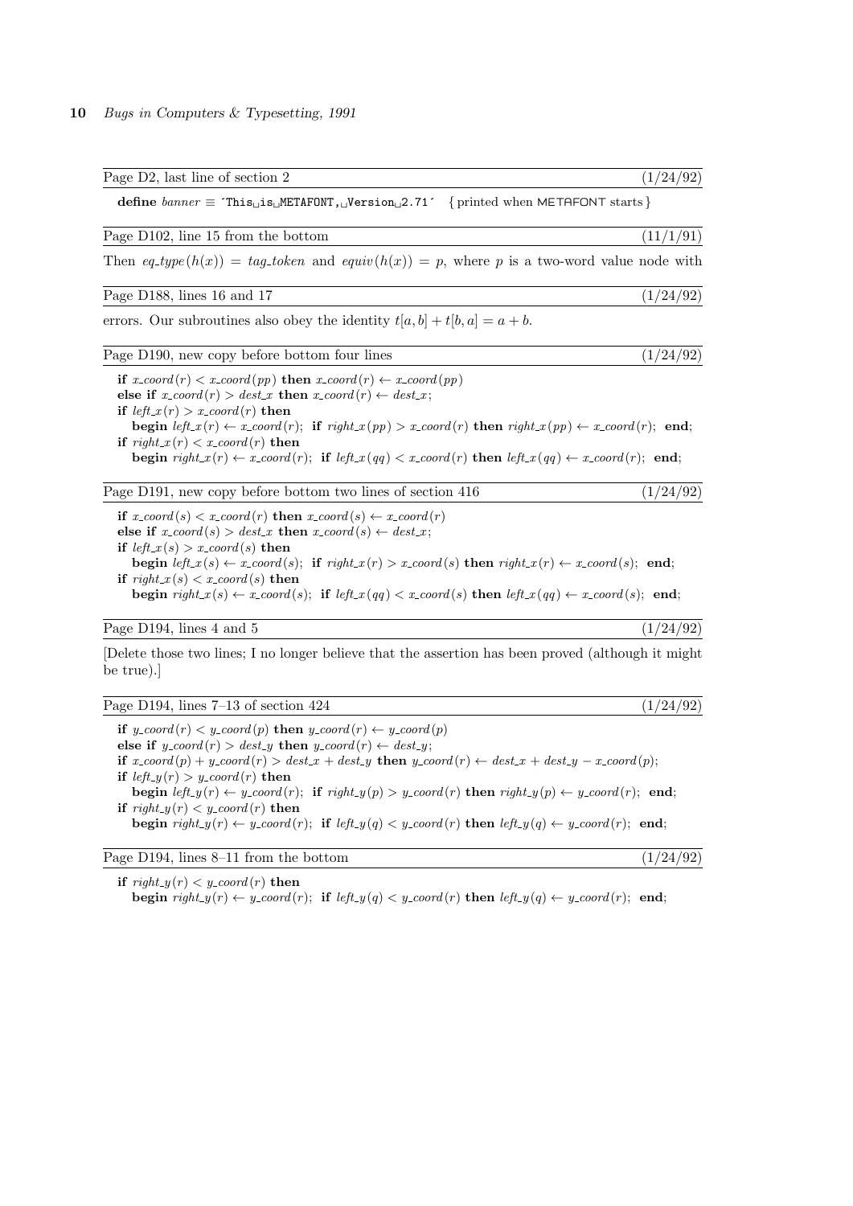Page D2, last line of section 2 (1/24/92)

**define** *banner* ≡ `´This␣is␣METAFONT,␣Version␣2.71´` { printed when METAFONT starts }

Page D102, line 15 from the bottom (11/1/91)

Then *eq_type*($h(x)$) = *tag_token* and *equiv*($h(x)$) = $p$, where $p$ is a two-word value node with

Page D188, lines 16 and 17 (1/24/92)

errors. Our subroutines also obey the identity $t[a,b] + t[b,a] = a + b$.

Page D190, new copy before bottom four lines (1/24/92)

```
if x_coord(r) < x_coord(pp) then x_coord(r) ← x_coord(pp)
else if x_coord(r) > dest_x then x_coord(r) ← dest_x;
if left_x(r) > x_coord(r) then
   begin left_x(r) ← x_coord(r); if right_x(pp) > x_coord(r) then right_x(pp) ← x_coord(r); end;
if right_x(r) < x_coord(r) then
   begin right_x(r) ← x_coord(r); if left_x(qq) < x_coord(r) then left_x(qq) ← x_coord(r); end;
```

Page D191, new copy before bottom two lines of section 416 (1/24/92)

```
if x_coord(s) < x_coord(r) then x_coord(s) ← x_coord(r)
else if x_coord(s) > dest_x then x_coord(s) ← dest_x;
if left_x(s) > x_coord(s) then
   begin left_x(s) ← x_coord(s); if right_x(r) > x_coord(s) then right_x(r) ← x_coord(s); end;
if right_x(s) < x_coord(s) then
   begin right_x(s) ← x_coord(s); if left_x(qq) < x_coord(s) then left_x(qq) ← x_coord(s); end;
```

Page D194, lines 4 and 5 (1/24/92)

[Delete those two lines; I no longer believe that the assertion has been proved (although it might be true).]

Page D194, lines 7–13 of section 424 (1/24/92)

```
if y_coord(r) < y_coord(p) then y_coord(r) ← y_coord(p)
else if y_coord(r) > dest_y then y_coord(r) ← dest_y;
if x_coord(p) + y_coord(r) > dest_x + dest_y then y_coord(r) ← dest_x + dest_y − x_coord(p);
if left_y(r) > y_coord(r) then
   begin left_y(r) ← y_coord(r); if right_y(p) > y_coord(r) then right_y(p) ← y_coord(r); end;
if right_y(r) < y_coord(r) then
   begin right_y(r) ← y_coord(r); if left_y(q) < y_coord(r) then left_y(q) ← y_coord(r); end;
```

Page D194, lines 8–11 from the bottom (1/24/92)

```
if right_y(r) < y_coord(r) then
   begin right_y(r) ← y_coord(r); if left_y(q) < y_coord(r) then left_y(q) ← y_coord(r); end;
```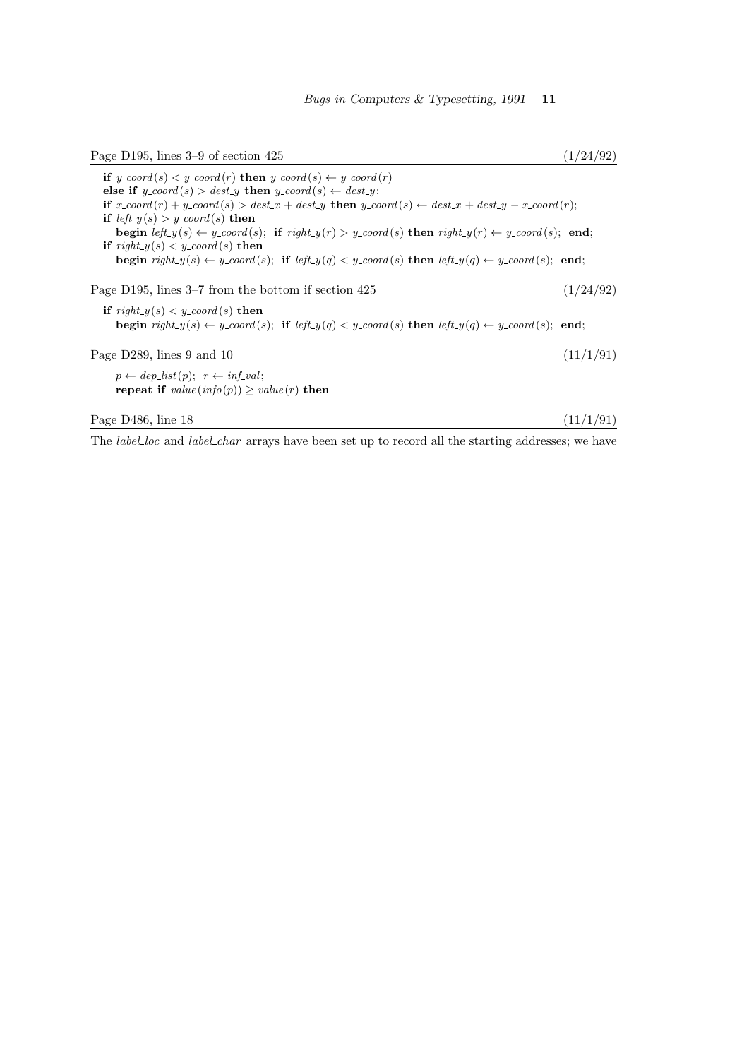Page D195, lines 3–9 of section 425 (1/24/92)

**if** $y\_coord(s) < y\_coord(r)$ **then** $y\_coord(s) \leftarrow y\_coord(r)$
**else if** $y\_coord(s) > dest\_y$ **then** $y\_coord(s) \leftarrow dest\_y$;
**if** $x\_coord(r) + y\_coord(s) > dest\_x + dest\_y$ **then** $y\_coord(s) \leftarrow dest\_x + dest\_y - x\_coord(r)$;
**if** $left\_y(s) > y\_coord(s)$ **then**
  **begin** $left\_y(s) \leftarrow y\_coord(s)$; **if** $right\_y(r) > y\_coord(s)$ **then** $right\_y(r) \leftarrow y\_coord(s)$; **end**;
**if** $right\_y(s) < y\_coord(s)$ **then**
  **begin** $right\_y(s) \leftarrow y\_coord(s)$; **if** $left\_y(q) < y\_coord(s)$ **then** $left\_y(q) \leftarrow y\_coord(s)$; **end**;

Page D195, lines 3–7 from the bottom if section 425 (1/24/92)

**if** $right\_y(s) < y\_coord(s)$ **then**
  **begin** $right\_y(s) \leftarrow y\_coord(s)$; **if** $left\_y(q) < y\_coord(s)$ **then** $left\_y(q) \leftarrow y\_coord(s)$; **end**;

Page D289, lines 9 and 10 (11/1/91)

$p \leftarrow dep\_list(p)$; $r \leftarrow inf\_val$;
**repeat if** $value(info(p)) \geq value(r)$ **then**

Page D486, line 18 (11/1/91)

The *label_loc* and *label_char* arrays have been set up to record all the starting addresses; we have